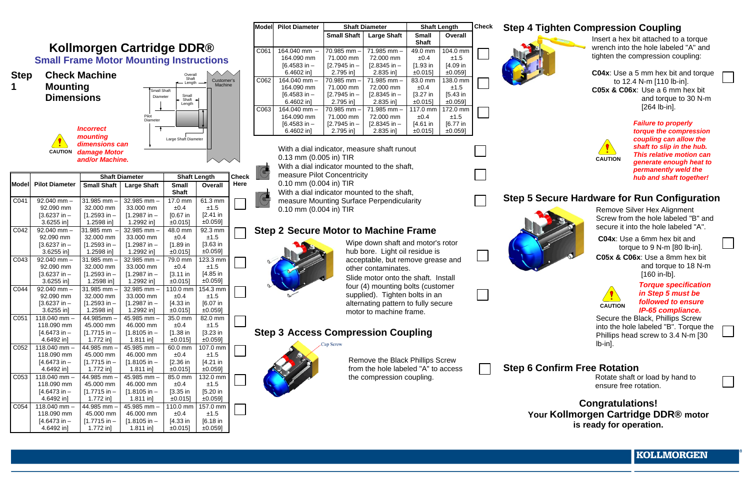# Kollmorgen Cartridge DDR®

## Small Frame Motor Mounting Instructions

## Step 1 Check Machine Mounting Dimensions

Overall Shaft Length

Customer's Machine

Small Shaft Diameter

Small Shaft Length

Pilot Diameter

Large Shaft Diameter

CAUTION *Incorrect mounting dimensions can damage Motor and/or Machine.*

| Model | Pilot Diameter | Shaft Diameter | | Shaft Length | | Check Here |
|---|---|---|---|---|---|---|
| | | Small Shaft | Large Shaft | Small Shaft | Overall | |
| C041 | 92.040 mm – 92.090 mm [3.6237 in – 3.6255 in] | 31.985 mm – 32.000 mm [1.2593 in – 1.2598 in] | 32.985 mm – 33.000 mm [1.2987 in – 1.2992 in] | 17.0 mm ±0.4 [0.67 in ±0.015] | 61.3 mm ±1.5 [2.41 in ±0.059] | ☐ |
| C042 | 92.040 mm – 92.090 mm [3.6237 in – 3.6255 in] | 31.985 mm – 32.000 mm [1.2593 in – 1.2598 in] | 32.985 mm – 33.000 mm [1.2987 in – 1.2992 in] | 48.0 mm ±0.4 [1.89 in ±0.015] | 92.3 mm ±1.5 [3.63 in ±0.059] | ☐ |
| C043 | 92.040 mm – 92.090 mm [3.6237 in – 3.6255 in] | 31.985 mm – 32.000 mm [1.2593 in – 1.2598 in] | 32.985 mm – 33.000 mm [1.2987 in – 1.2992 in] | 79.0 mm ±0.4 [3.11 in ±0.015] | 123.3 mm ±1.5 [4.85 in ±0.059] | ☐ |
| C044 | 92.040 mm – 92.090 mm [3.6237 in – 3.6255 in] | 31.985 mm – 32.000 mm [1.2593 in – 1.2598 in] | 32.985 mm – 33.000 mm [1.2987 in – 1.2992 in] | 110.0 mm ±0.4 [4.33 in ±0.015] | 154.3 mm ±1.5 [6.07 in ±0.059] | ☐ |
| C051 | 118.040 mm – 118.090 mm [4.6473 in – 4.6492 in] | 44.985mm – 45.000 mm [1.7715 in – 1.772 in] | 45.985 mm – 46.000 mm [1.8105 in – 1.811 in] | 35.0 mm ±0.4 [1.38 in ±0.015] | 82.0 mm ±1.5 [3.23 in ±0.059] | ☐ |
| C052 | 118.040 mm – 118.090 mm [4.6473 in – 4.6492 in] | 44.985 mm – 45.000 mm [1.7715 in – 1.772 in] | 45.985 mm – 46.000 mm [1.8105 in – 1.811 in] | 60.0 mm ±0.4 [2.36 in ±0.015] | 107.0 mm ±1.5 [4.21 in ±0.059] | ☐ |
| C053 | 118.040 mm – 118.090 mm [4.6473 in – 4.6492 in] | 44.985 mm – 45.000 mm [1.7715 in – 1.772 in] | 45.985 mm – 46.000 mm [1.8105 in – 1.811 in] | 85.0 mm ±0.4 [3.35 in ±0.015] | 132.0 mm ±1.5 [5.20 in ±0.059] | ☐ |
| C054 | 118.040 mm – 118.090 mm [4.6473 in – 4.6492 in] | 44.985 mm – 45.000 mm [1.7715 in – 1.772 in] | 45.985 mm – 46.000 mm [1.8105 in – 1.811 in] | 110.0 mm ±0.4 [4.33 in ±0.015] | 157.0 mm ±1.5 [6.18 in ±0.059] | ☐ |

| Model | Pilot Diameter | Shaft Diameter | | Shaft Length | | Check |
|---|---|---|---|---|---|---|
| | | Small Shaft | Large Shaft | Small Shaft | Overall | |
| C061 | 164.040 mm – 164.090 mm [6.4583 in – 6.4602 in] | 70.985 mm – 71.000 mm [2.7945 in – 2.795 in] | 71.985 mm – 72.000 mm [2.8345 in – 2.835 in] | 49.0 mm ±0.4 [1.93 in ±0.015] | 104.0 mm ±1.5 [4.09 in ±0.059] | ☐ |
| C062 | 164.040 mm – 164.090 mm [6.4583 in – 6.4602 in] | 70.985 mm – 71.000 mm [2.7945 in – 2.795 in] | 71.985 mm – 72.000 mm [2.8345 in – 2.835 in] | 83.0 mm ±0.4 [3.27 in ±0.015] | 138.0 mm ±1.5 [5.43 in ±0.059] | ☐ |
| C063 | 164.040 mm – 164.090 mm [6.4583 in – 6.4602 in] | 70.985 mm – 71.000 mm [2.7945 in – 2.795 in] | 71.985 mm – 72.000 mm [2.8345 in – 2.835 in] | 117.0 mm ±0.4 [4.61 in ±0.015] | 172.0 mm ±1.5 [6.77 in ±0.059] | ☐ |

With a dial indicator, measure shaft runout 0.13 mm (0.005 in) TIR ☐

With a dial indicator mounted to the shaft, measure Pilot Concentricity 0.10 mm (0.004 in) TIR ☐

With a dial indicator mounted to the shaft, measure Mounting Surface Perpendicularity 0.10 mm (0.004 in) TIR ☐

## Step 2 Secure Motor to Machine Frame

Wipe down shaft and motor's rotor hub bore. Light oil residue is acceptable, but remove grease and other contaminates. ☐

Slide motor onto the shaft. Install four (4) mounting bolts (customer supplied). Tighten bolts in an alternating pattern to fully secure motor to machine frame. ☐

## Step 3 Access Compression Coupling

Cap Screw

Remove the Black Phillips Screw from the hole labeled "A" to access the compression coupling. ☐

## Step 4 Tighten Compression Coupling

Insert a hex bit attached to a torque wrench into the hole labeled "A" and tighten the compression coupling:

**C04x**: Use a 5 mm hex bit and torque to 12.4 N-m [110 lb-in]. ☐
**C05x & C06x**: Use a 6 mm hex bit and torque to 30 N-m [264 lb-in].

CAUTION *Failure to properly torque the compression coupling can allow the shaft to slip in the hub. This relative motion can generate enough heat to permanently weld the hub and shaft together!*

## Step 5 Secure Hardware for Run Configuration

Remove Silver Hex Alignment Screw from the hole labeled "B" and secure it into the hole labeled "A".

**C04x**: Use a 6mm hex bit and torque to 9 N-m [80 lb-in]. ☐
**C05x & C06x**: Use a 8mm hex bit and torque to 18 N-m [160 in-lb].

CAUTION *Torque specification in Step 5 must be followed to ensure IP-65 compliance.*

Secure the Black, Phillips Screw into the hole labeled "B". Torque the Phillips head screw to 3.4 N-m [30 lb-in]. ☐

## Step 6 Confirm Free Rotation

Rotate shaft or load by hand to ensure free rotation. ☐

**Congratulations!**
**Your Kollmorgen Cartridge DDR® motor is ready for operation.**

KOLLMORGEN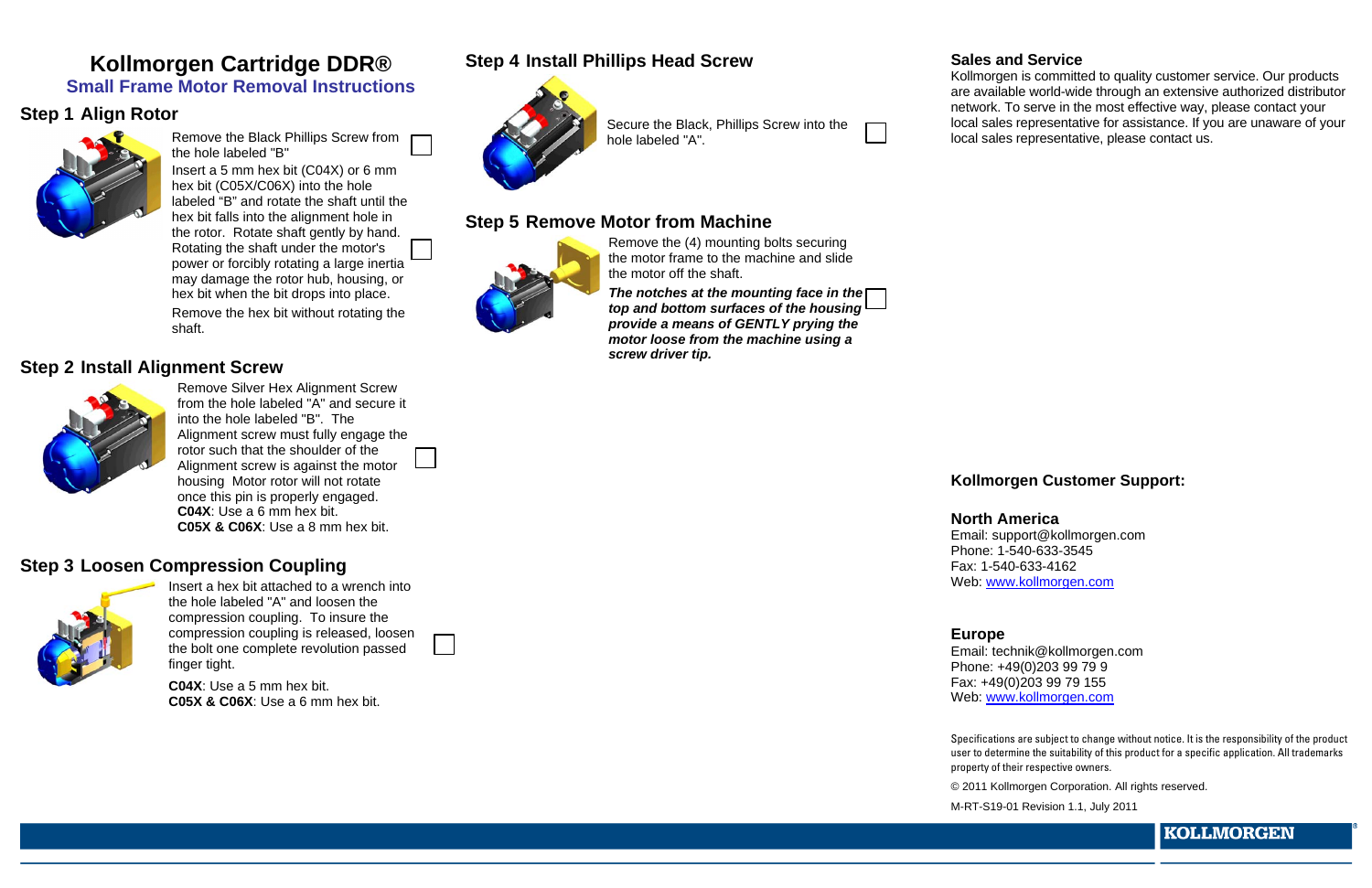# Kollmorgen Cartridge DDR®

## Small Frame Motor Removal Instructions

### Step 1 Align Rotor

Remove the Black Phillips Screw from the hole labeled "B"

Insert a 5 mm hex bit (C04X) or 6 mm hex bit (C05X/C06X) into the hole labeled "B" and rotate the shaft until the hex bit falls into the alignment hole in the rotor. Rotate shaft gently by hand. Rotating the shaft under the motor's power or forcibly rotating a large inertia may damage the rotor hub, housing, or hex bit when the bit drops into place.

Remove the hex bit without rotating the shaft.

### Step 2 Install Alignment Screw

Remove Silver Hex Alignment Screw from the hole labeled "A" and secure it into the hole labeled "B". The Alignment screw must fully engage the rotor such that the shoulder of the Alignment screw is against the motor housing Motor rotor will not rotate once this pin is properly engaged.
**C04X**: Use a 6 mm hex bit.
**C05X & C06X**: Use a 8 mm hex bit.

### Step 3 Loosen Compression Coupling

Insert a hex bit attached to a wrench into the hole labeled "A" and loosen the compression coupling. To insure the compression coupling is released, loosen the bolt one complete revolution passed finger tight.

**C04X**: Use a 5 mm hex bit.
**C05X & C06X**: Use a 6 mm hex bit.

### Step 4 Install Phillips Head Screw

Secure the Black, Phillips Screw into the hole labeled "A".

### Step 5 Remove Motor from Machine

Remove the (4) mounting bolts securing the motor frame to the machine and slide the motor off the shaft.

***The notches at the mounting face in the top and bottom surfaces of the housing provide a means of GENTLY prying the motor loose from the machine using a screw driver tip.***

### Sales and Service

Kollmorgen is committed to quality customer service. Our products are available world-wide through an extensive authorized distributor network. To serve in the most effective way, please contact your local sales representative for assistance. If you are unaware of your local sales representative, please contact us.

### Kollmorgen Customer Support:

**North America**
Email: support@kollmorgen.com
Phone: 1-540-633-3545
Fax: 1-540-633-4162
Web: www.kollmorgen.com

**Europe**
Email: technik@kollmorgen.com
Phone: +49(0)203 99 79 9
Fax: +49(0)203 99 79 155
Web: www.kollmorgen.com

Specifications are subject to change without notice. It is the responsibility of the product user to determine the suitability of this product for a specific application. All trademarks property of their respective owners.

© 2011 Kollmorgen Corporation. All rights reserved.

M-RT-S19-01 Revision 1.1, July 2011

KOLLMORGEN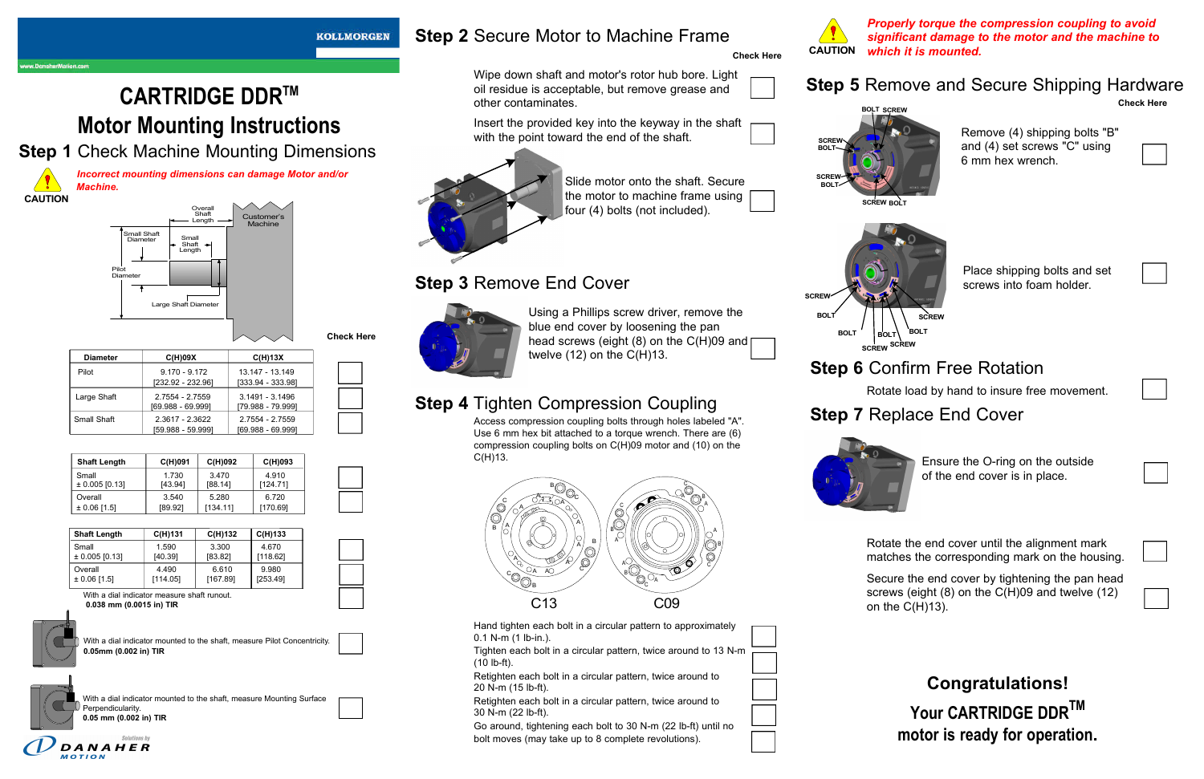KOLLMORGEN

www.DanaherMotion.com

# CARTRIDGE DDR™ Motor Mounting Instructions

## Step 1 Check Machine Mounting Dimensions

CAUTION

*Incorrect mounting dimensions can damage Motor and/or Machine.*

Overall Shaft Length

Customer's Machine

Small Shaft Diameter

Small Shaft Length

Pilot Diameter

Large Shaft Diameter

Check Here

| Diameter | C(H)09X | C(H)13X |
|---|---|---|
| Pilot | 9.170 - 9.172 [232.92 - 232.96] | 13.147 - 13.149 [333.94 - 333.98] |
| Large Shaft | 2.7554 - 2.7559 [69.988 - 69.999] | 3.1491 - 3.1496 [79.988 - 79.999] |
| Small Shaft | 2.3617 - 2.3622 [59.988 - 59.999] | 2.7554 - 2.7559 [69.988 - 69.999] |

| Shaft Length | C(H)091 | C(H)092 | C(H)093 |
|---|---|---|---|
| Small ± 0.005 [0.13] | 1.730 [43.94] | 3.470 [88.14] | 4.910 [124.71] |
| Overall ± 0.06 [1.5] | 3.540 [89.92] | 5.280 [134.11] | 6.720 [170.69] |

| Shaft Length | C(H)131 | C(H)132 | C(H)133 |
|---|---|---|---|
| Small ± 0.005 [0.13] | 1.590 [40.39] | 3.300 [83.82] | 4.670 [118.62] |
| Overall ± 0.06 [1.5] | 4.490 [114.05] | 6.610 [167.89] | 9.980 [253.49] |

With a dial indicator measure shaft runout. **0.038 mm (0.0015 in) TIR**

With a dial indicator mounted to the shaft, measure Pilot Concentricity. **0.05mm (0.002 in) TIR**

With a dial indicator mounted to the shaft, measure Mounting Surface Perpendicularity. **0.05 mm (0.002 in) TIR**

DANAHER MOTION — Solutions by

## Step 2 Secure Motor to Machine Frame

Check Here

- Wipe down shaft and motor's rotor hub bore. Light oil residue is acceptable, but remove grease and other contaminates.
- Insert the provided key into the keyway in the shaft with the point toward the end of the shaft.
- Slide motor onto the shaft. Secure the motor to machine frame using four (4) bolts (not included).

## Step 3 Remove End Cover

Using a Phillips screw driver, remove the blue end cover by loosening the pan head screws (eight (8) on the C(H)09 and twelve (12) on the C(H)13.

## Step 4 Tighten Compression Coupling

Access compression coupling bolts through holes labeled "A". Use 6 mm hex bit attached to a torque wrench. There are (6) compression coupling bolts on C(H)09 motor and (10) on the C(H)13.

C13 C09

- Hand tighten each bolt in a circular pattern to approximately 0.1 N-m (1 lb-in.).
- Tighten each bolt in a circular pattern, twice around to 13 N-m (10 lb-ft).
- Retighten each bolt in a circular pattern, twice around to 20 N-m (15 lb-ft).
- Retighten each bolt in a circular pattern, twice around to 30 N-m (22 lb-ft).
- Go around, tightening each bolt to 30 N-m (22 lb-ft) until no bolt moves (may take up to 8 complete revolutions).

CAUTION

***Properly torque the compression coupling to avoid significant damage to the motor and the machine to which it is mounted.***

## Step 5 Remove and Secure Shipping Hardware

Check Here

- Remove (4) shipping bolts "B" and (4) set screws "C" using 6 mm hex wrench.
- Place shipping bolts and set screws into foam holder.

## Step 6 Confirm Free Rotation

Rotate load by hand to insure free movement.

## Step 7 Replace End Cover

- Ensure the O-ring on the outside of the end cover is in place.
- Rotate the end cover until the alignment mark matches the corresponding mark on the housing.
- Secure the end cover by tightening the pan head screws (eight (8) on the C(H)09 and twelve (12) on the C(H)13.

**Congratulations!**

**Your CARTRIDGE DDR™ motor is ready for operation.**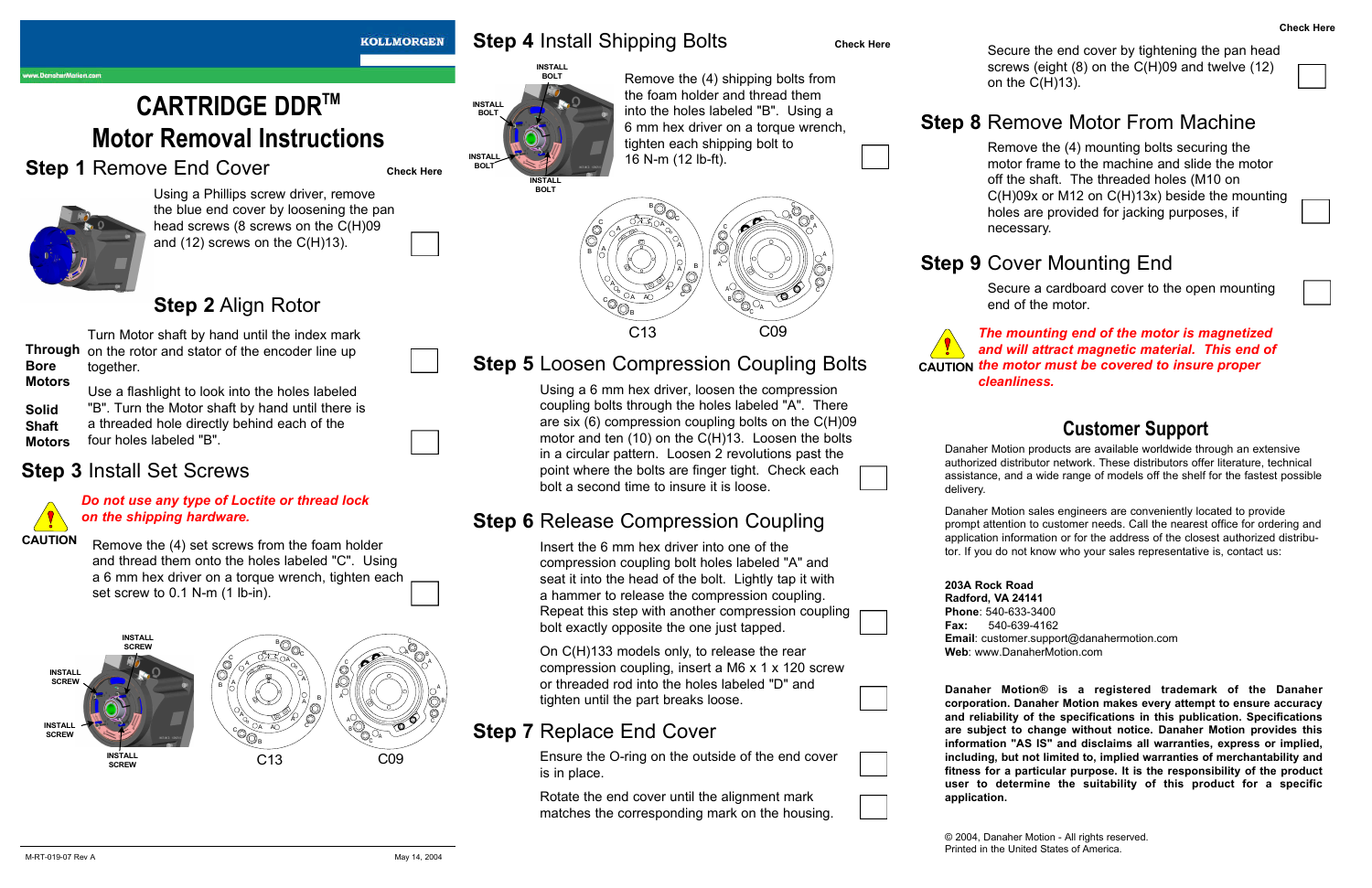KOLLMORGEN

www.DanaherMotion.com

# CARTRIDGE DDR[TM] Motor Removal Instructions

## Step 1 Remove End Cover

Check Here

Using a Phillips screw driver, remove the blue end cover by loosening the pan head screws (8 screws on the C(H)09 and (12) screws on the C(H)13).

## Step 2 Align Rotor

**Through Bore Motors** Turn Motor shaft by hand until the index mark on the rotor and stator of the encoder line up together.

**Solid Shaft Motors** Use a flashlight to look into the holes labeled "B". Turn the Motor shaft by hand until there is a threaded hole directly behind each of the four holes labeled "B".

## Step 3 Install Set Screws

CAUTION

***Do not use any type of Loctite or thread lock on the shipping hardware.***

Remove the (4) set screws from the foam holder and thread them onto the holes labeled "C". Using a 6 mm hex driver on a torque wrench, tighten each set screw to 0.1 N-m (1 lb-in).

INSTALL SCREW

INSTALL SCREW

INSTALL SCREW

INSTALL SCREW

C13

C09

## Step 4 Install Shipping Bolts

Check Here

INSTALL BOLT

INSTALL BOLT

INSTALL BOLT

INSTALL BOLT

Remove the (4) shipping bolts from the foam holder and thread them into the holes labeled "B". Using a 6 mm hex driver on a torque wrench, tighten each shipping bolt to 16 N-m (12 lb-ft).

C13

C09

## Step 5 Loosen Compression Coupling Bolts

Using a 6 mm hex driver, loosen the compression coupling bolts through the holes labeled "A". There are six (6) compression coupling bolts on the C(H)09 motor and ten (10) on the C(H)13. Loosen the bolts in a circular pattern. Loosen 2 revolutions past the point where the bolts are finger tight. Check each bolt a second time to insure it is loose.

## Step 6 Release Compression Coupling

Insert the 6 mm hex driver into one of the compression coupling bolt holes labeled "A" and seat it into the head of the bolt. Lightly tap it with a hammer to release the compression coupling. Repeat this step with another compression coupling bolt exactly opposite the one just tapped.

On C(H)133 models only, to release the rear compression coupling, insert a M6 x 1 x 120 screw or threaded rod into the holes labeled "D" and tighten until the part breaks loose.

## Step 7 Replace End Cover

Ensure the O-ring on the outside of the end cover is in place.

Rotate the end cover until the alignment mark matches the corresponding mark on the housing.

Check Here

Secure the end cover by tightening the pan head screws (eight (8) on the C(H)09 and twelve (12) on the C(H)13).

## Step 8 Remove Motor From Machine

Remove the (4) mounting bolts securing the motor frame to the machine and slide the motor off the shaft. The threaded holes (M10 on C(H)09x or M12 on C(H)13x) beside the mounting holes are provided for jacking purposes, if necessary.

## Step 9 Cover Mounting End

Secure a cardboard cover to the open mounting end of the motor.

CAUTION

***The mounting end of the motor is magnetized and will attract magnetic material. This end of the motor must be covered to insure proper cleanliness.***

## Customer Support

Danaher Motion products are available worldwide through an extensive authorized distributor network. These distributors offer literature, technical assistance, and a wide range of models off the shelf for the fastest possible delivery.

Danaher Motion sales engineers are conveniently located to provide prompt attention to customer needs. Call the nearest office for ordering and application information or for the address of the closest authorized distributor. If you do not know who your sales representative is, contact us:

**203A Rock Road**
**Radford, VA 24141**
**Phone**: 540-633-3400
**Fax:** 540-639-4162
**Email**: customer.support@danahermotion.com
**Web**: www.DanaherMotion.com

**Danaher Motion® is a registered trademark of the Danaher corporation. Danaher Motion makes every attempt to ensure accuracy and reliability of the specifications in this publication. Specifications are subject to change without notice. Danaher Motion provides this information "AS IS" and disclaims all warranties, express or implied, including, but not limited to, implied warranties of merchantability and fitness for a particular purpose. It is the responsibility of the product user to determine the suitability of this product for a specific application.**

© 2004, Danaher Motion - All rights reserved.
Printed in the United States of America.

M-RT-019-07 Rev A May 14, 2004